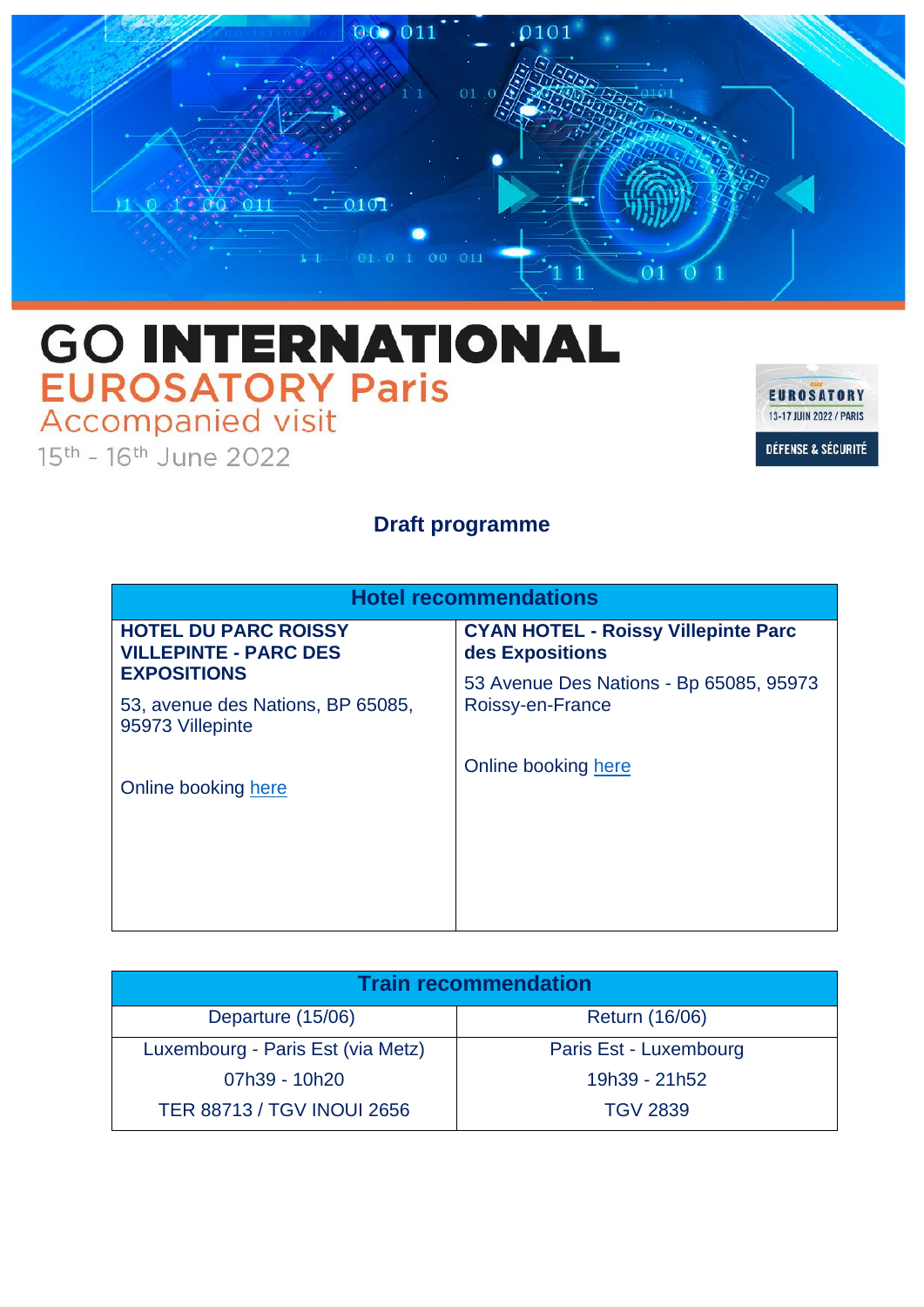# GO INTERNATIONAL

## EUROSATORY Paris

### Accompanied visit

15th - 16th June 2022

## Draft programme

| Hotel recommendations | |
|---|---|
| **HOTEL DU PARC ROISSY VILLEPINTE - PARC DES EXPOSITIONS**<br><br>53, avenue des Nations, BP 65085, 95973 Villepinte<br><br>Online booking here | **CYAN HOTEL - Roissy Villepinte Parc des Expositions**<br><br>53 Avenue Des Nations - Bp 65085, 95973 Roissy-en-France<br><br>Online booking here |

| Train recommendation | |
|---|---|
| Departure (15/06) | Return (16/06) |
| Luxembourg - Paris Est (via Metz)<br>07h39 - 10h20<br>TER 88713 / TGV INOUI 2656 | Paris Est - Luxembourg<br>19h39 - 21h52<br>TGV 2839 |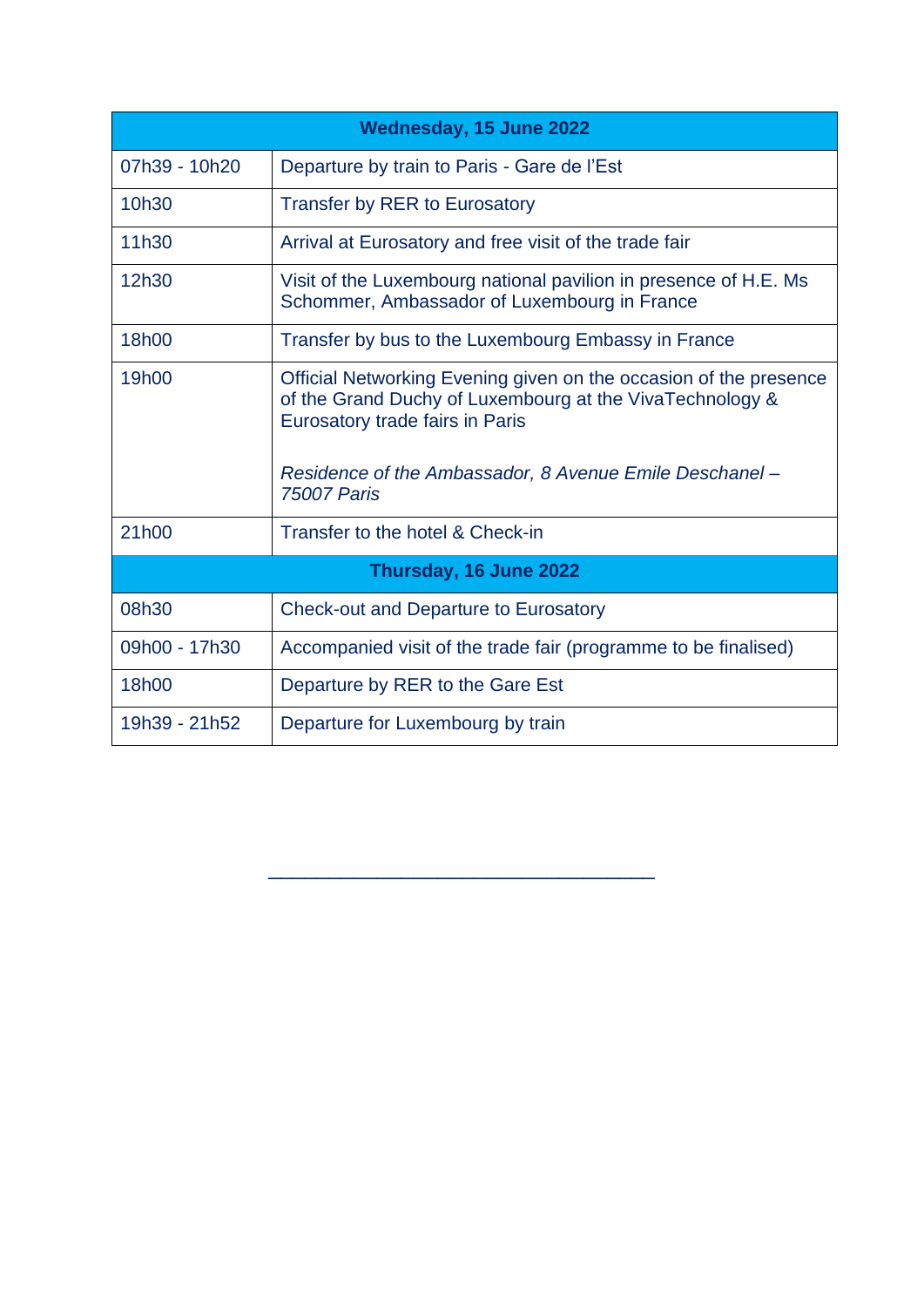| | |
|---|---|
| **Wednesday, 15 June 2022** | |
| 07h39 - 10h20 | Departure by train to Paris - Gare de l'Est |
| 10h30 | Transfer by RER to Eurosatory |
| 11h30 | Arrival at Eurosatory and free visit of the trade fair |
| 12h30 | Visit of the Luxembourg national pavilion in presence of H.E. Ms Schommer, Ambassador of Luxembourg in France |
| 18h00 | Transfer by bus to the Luxembourg Embassy in France |
| 19h00 | Official Networking Evening given on the occasion of the presence of the Grand Duchy of Luxembourg at the VivaTechnology & Eurosatory trade fairs in Paris<br><br>*Residence of the Ambassador, 8 Avenue Emile Deschanel – 75007 Paris* |
| 21h00 | Transfer to the hotel & Check-in |
| **Thursday, 16 June 2022** | |
| 08h30 | Check-out and Departure to Eurosatory |
| 09h00 - 17h30 | Accompanied visit of the trade fair (programme to be finalised) |
| 18h00 | Departure by RER to the Gare Est |
| 19h39 - 21h52 | Departure for Luxembourg by train |